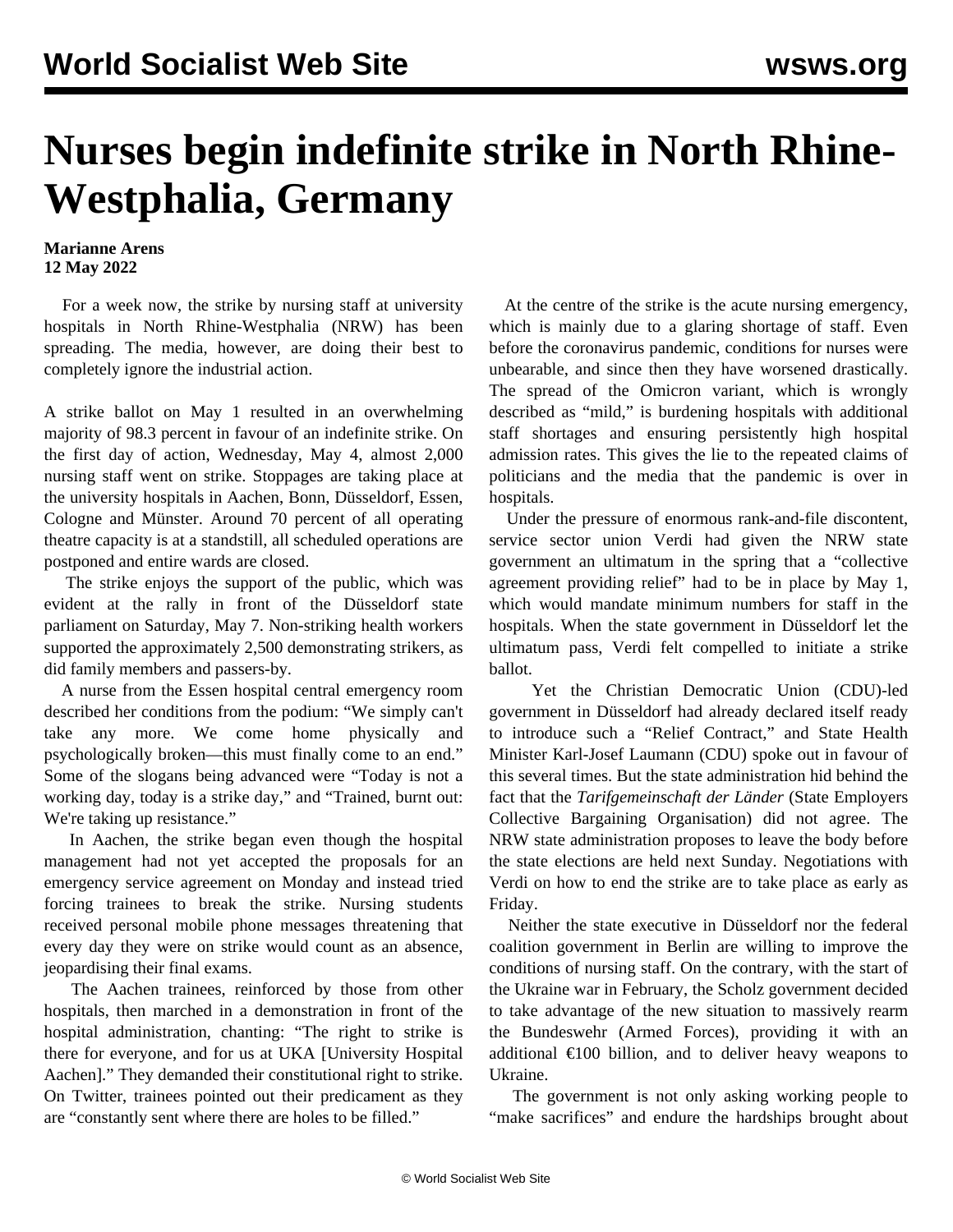# Nurses begin indefinite strike in North Rhine-Westphalia, Germany

**Marianne Arens**
**12 May 2022**

For a week now, the strike by nursing staff at university hospitals in North Rhine-Westphalia (NRW) has been spreading. The media, however, are doing their best to completely ignore the industrial action.

A strike ballot on May 1 resulted in an overwhelming majority of 98.3 percent in favour of an indefinite strike. On the first day of action, Wednesday, May 4, almost 2,000 nursing staff went on strike. Stoppages are taking place at the university hospitals in Aachen, Bonn, Düsseldorf, Essen, Cologne and Münster. Around 70 percent of all operating theatre capacity is at a standstill, all scheduled operations are postponed and entire wards are closed.

The strike enjoys the support of the public, which was evident at the rally in front of the Düsseldorf state parliament on Saturday, May 7. Non-striking health workers supported the approximately 2,500 demonstrating strikers, as did family members and passers-by.

A nurse from the Essen hospital central emergency room described her conditions from the podium: "We simply can't take any more. We come home physically and psychologically broken—this must finally come to an end." Some of the slogans being advanced were "Today is not a working day, today is a strike day," and "Trained, burnt out: We're taking up resistance."

In Aachen, the strike began even though the hospital management had not yet accepted the proposals for an emergency service agreement on Monday and instead tried forcing trainees to break the strike. Nursing students received personal mobile phone messages threatening that every day they were on strike would count as an absence, jeopardising their final exams.

The Aachen trainees, reinforced by those from other hospitals, then marched in a demonstration in front of the hospital administration, chanting: "The right to strike is there for everyone, and for us at UKA [University Hospital Aachen]." They demanded their constitutional right to strike. On Twitter, trainees pointed out their predicament as they are "constantly sent where there are holes to be filled."

At the centre of the strike is the acute nursing emergency, which is mainly due to a glaring shortage of staff. Even before the coronavirus pandemic, conditions for nurses were unbearable, and since then they have worsened drastically. The spread of the Omicron variant, which is wrongly described as "mild," is burdening hospitals with additional staff shortages and ensuring persistently high hospital admission rates. This gives the lie to the repeated claims of politicians and the media that the pandemic is over in hospitals.

Under the pressure of enormous rank-and-file discontent, service sector union Verdi had given the NRW state government an ultimatum in the spring that a "collective agreement providing relief" had to be in place by May 1, which would mandate minimum numbers for staff in the hospitals. When the state government in Düsseldorf let the ultimatum pass, Verdi felt compelled to initiate a strike ballot.

Yet the Christian Democratic Union (CDU)-led government in Düsseldorf had already declared itself ready to introduce such a "Relief Contract," and State Health Minister Karl-Josef Laumann (CDU) spoke out in favour of this several times. But the state administration hid behind the fact that the *Tarifgemeinschaft der Länder* (State Employers Collective Bargaining Organisation) did not agree. The NRW state administration proposes to leave the body before the state elections are held next Sunday. Negotiations with Verdi on how to end the strike are to take place as early as Friday.

Neither the state executive in Düsseldorf nor the federal coalition government in Berlin are willing to improve the conditions of nursing staff. On the contrary, with the start of the Ukraine war in February, the Scholz government decided to take advantage of the new situation to massively rearm the Bundeswehr (Armed Forces), providing it with an additional €100 billion, and to deliver heavy weapons to Ukraine.

The government is not only asking working people to "make sacrifices" and endure the hardships brought about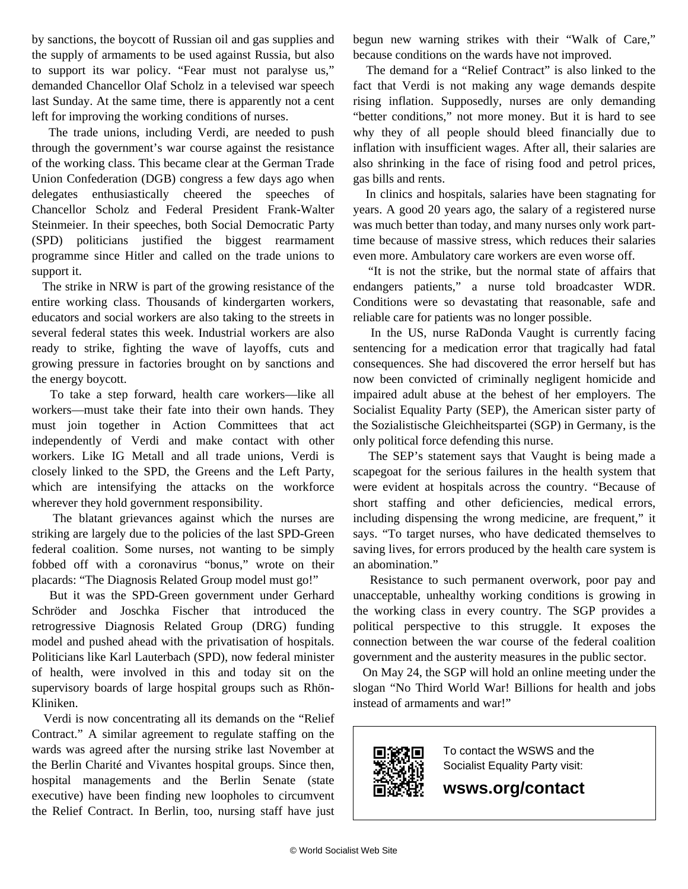by sanctions, the boycott of Russian oil and gas supplies and the supply of armaments to be used against Russia, but also to support its war policy. "Fear must not paralyse us," demanded Chancellor Olaf Scholz in a televised war speech last Sunday. At the same time, there is apparently not a cent left for improving the working conditions of nurses.

The trade unions, including Verdi, are needed to push through the government's war course against the resistance of the working class. This became clear at the German Trade Union Confederation (DGB) congress a few days ago when delegates enthusiastically cheered the speeches of Chancellor Scholz and Federal President Frank-Walter Steinmeier. In their speeches, both Social Democratic Party (SPD) politicians justified the biggest rearmament programme since Hitler and called on the trade unions to support it.

The strike in NRW is part of the growing resistance of the entire working class. Thousands of kindergarten workers, educators and social workers are also taking to the streets in several federal states this week. Industrial workers are also ready to strike, fighting the wave of layoffs, cuts and growing pressure in factories brought on by sanctions and the energy boycott.

To take a step forward, health care workers—like all workers—must take their fate into their own hands. They must join together in Action Committees that act independently of Verdi and make contact with other workers. Like IG Metall and all trade unions, Verdi is closely linked to the SPD, the Greens and the Left Party, which are intensifying the attacks on the workforce wherever they hold government responsibility.

The blatant grievances against which the nurses are striking are largely due to the policies of the last SPD-Green federal coalition. Some nurses, not wanting to be simply fobbed off with a coronavirus "bonus," wrote on their placards: "The Diagnosis Related Group model must go!"

But it was the SPD-Green government under Gerhard Schröder and Joschka Fischer that introduced the retrogressive Diagnosis Related Group (DRG) funding model and pushed ahead with the privatisation of hospitals. Politicians like Karl Lauterbach (SPD), now federal minister of health, were involved in this and today sit on the supervisory boards of large hospital groups such as Rhön-Kliniken.

Verdi is now concentrating all its demands on the "Relief Contract." A similar agreement to regulate staffing on the wards was agreed after the nursing strike last November at the Berlin Charité and Vivantes hospital groups. Since then, hospital managements and the Berlin Senate (state executive) have been finding new loopholes to circumvent the Relief Contract. In Berlin, too, nursing staff have just begun new warning strikes with their "Walk of Care," because conditions on the wards have not improved.

The demand for a "Relief Contract" is also linked to the fact that Verdi is not making any wage demands despite rising inflation. Supposedly, nurses are only demanding "better conditions," not more money. But it is hard to see why they of all people should bleed financially due to inflation with insufficient wages. After all, their salaries are also shrinking in the face of rising food and petrol prices, gas bills and rents.

In clinics and hospitals, salaries have been stagnating for years. A good 20 years ago, the salary of a registered nurse was much better than today, and many nurses only work part-time because of massive stress, which reduces their salaries even more. Ambulatory care workers are even worse off.

"It is not the strike, but the normal state of affairs that endangers patients," a nurse told broadcaster WDR. Conditions were so devastating that reasonable, safe and reliable care for patients was no longer possible.

In the US, nurse RaDonda Vaught is currently facing sentencing for a medication error that tragically had fatal consequences. She had discovered the error herself but has now been convicted of criminally negligent homicide and impaired adult abuse at the behest of her employers. The Socialist Equality Party (SEP), the American sister party of the Sozialistische Gleichheitspartei (SGP) in Germany, is the only political force defending this nurse.

The SEP's statement says that Vaught is being made a scapegoat for the serious failures in the health system that were evident at hospitals across the country. "Because of short staffing and other deficiencies, medical errors, including dispensing the wrong medicine, are frequent," it says. "To target nurses, who have dedicated themselves to saving lives, for errors produced by the health care system is an abomination."

Resistance to such permanent overwork, poor pay and unacceptable, unhealthy working conditions is growing in the working class in every country. The SGP provides a political perspective to this struggle. It exposes the connection between the war course of the federal coalition government and the austerity measures in the public sector.

On May 24, the SGP will hold an online meeting under the slogan "No Third World War! Billions for health and jobs instead of armaments and war!"

To contact the WSWS and the Socialist Equality Party visit:

**wsws.org/contact**